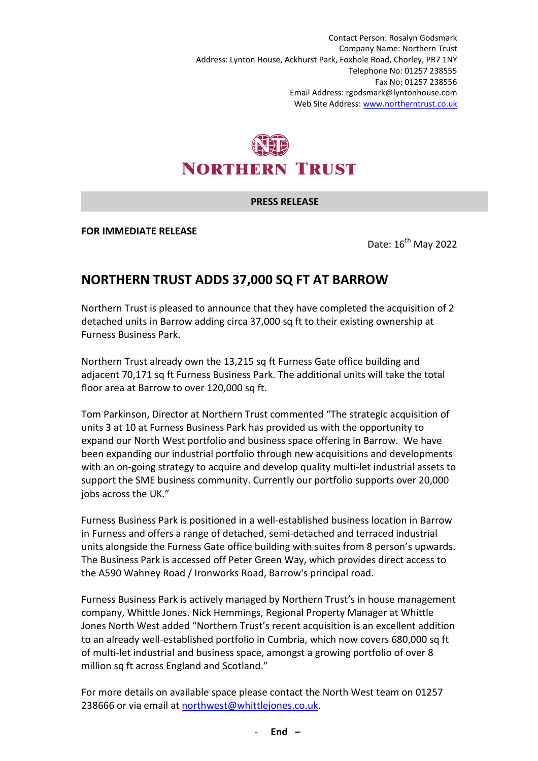Contact Person: Rosalyn Godsmark
Company Name: Northern Trust
Address: Lynton House, Ackhurst Park, Foxhole Road, Chorley, PR7 1NY
Telephone No: 01257 238555
Fax No: 01257 238556
Email Address: rgodsmark@lyntonhouse.com
Web Site Address: www.northerntrust.co.uk

NORTHERN TRUST

**PRESS RELEASE**

**FOR IMMEDIATE RELEASE**

Date: 16th May 2022

## NORTHERN TRUST ADDS 37,000 SQ FT AT BARROW

Northern Trust is pleased to announce that they have completed the acquisition of 2 detached units in Barrow adding circa 37,000 sq ft to their existing ownership at Furness Business Park.

Northern Trust already own the 13,215 sq ft Furness Gate office building and adjacent 70,171 sq ft Furness Business Park. The additional units will take the total floor area at Barrow to over 120,000 sq ft.

Tom Parkinson, Director at Northern Trust commented "The strategic acquisition of units 3 at 10 at Furness Business Park has provided us with the opportunity to expand our North West portfolio and business space offering in Barrow. We have been expanding our industrial portfolio through new acquisitions and developments with an on-going strategy to acquire and develop quality multi-let industrial assets to support the SME business community. Currently our portfolio supports over 20,000 jobs across the UK."

Furness Business Park is positioned in a well-established business location in Barrow in Furness and offers a range of detached, semi-detached and terraced industrial units alongside the Furness Gate office building with suites from 8 person's upwards. The Business Park is accessed off Peter Green Way, which provides direct access to the A590 Wahney Road / Ironworks Road, Barrow's principal road.

Furness Business Park is actively managed by Northern Trust's in house management company, Whittle Jones. Nick Hemmings, Regional Property Manager at Whittle Jones North West added "Northern Trust's recent acquisition is an excellent addition to an already well-established portfolio in Cumbria, which now covers 680,000 sq ft of multi-let industrial and business space, amongst a growing portfolio of over 8 million sq ft across England and Scotland."

For more details on available space please contact the North West team on 01257 238666 or via email at northwest@whittlejones.co.uk.

- **End –**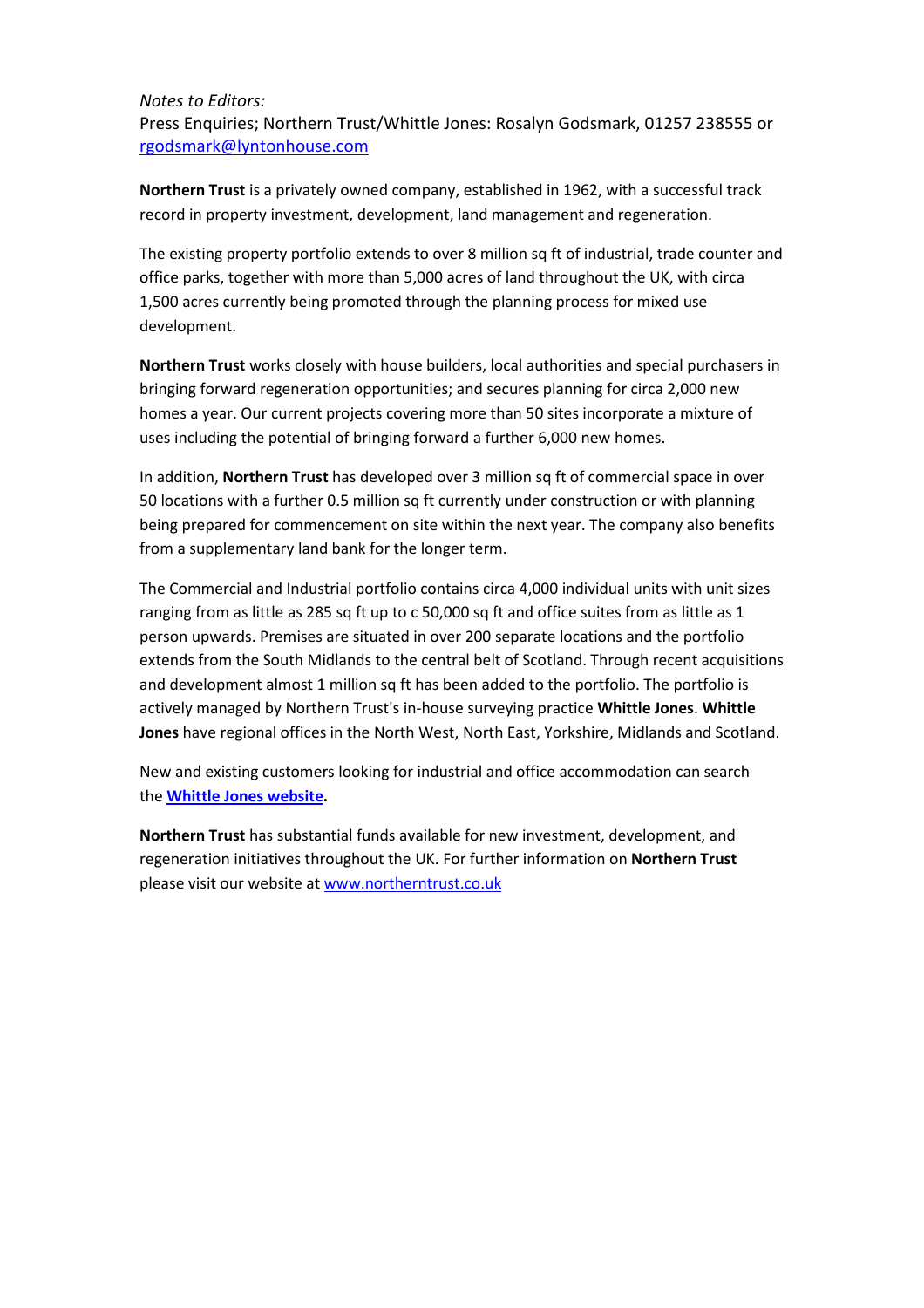*Notes to Editors:*

Press Enquiries; Northern Trust/Whittle Jones: Rosalyn Godsmark, 01257 238555 or rgodsmark@lyntonhouse.com

**Northern Trust** is a privately owned company, established in 1962, with a successful track record in property investment, development, land management and regeneration.

The existing property portfolio extends to over 8 million sq ft of industrial, trade counter and office parks, together with more than 5,000 acres of land throughout the UK, with circa 1,500 acres currently being promoted through the planning process for mixed use development.

**Northern Trust** works closely with house builders, local authorities and special purchasers in bringing forward regeneration opportunities; and secures planning for circa 2,000 new homes a year. Our current projects covering more than 50 sites incorporate a mixture of uses including the potential of bringing forward a further 6,000 new homes.

In addition, **Northern Trust** has developed over 3 million sq ft of commercial space in over 50 locations with a further 0.5 million sq ft currently under construction or with planning being prepared for commencement on site within the next year. The company also benefits from a supplementary land bank for the longer term.

The Commercial and Industrial portfolio contains circa 4,000 individual units with unit sizes ranging from as little as 285 sq ft up to c 50,000 sq ft and office suites from as little as 1 person upwards. Premises are situated in over 200 separate locations and the portfolio extends from the South Midlands to the central belt of Scotland. Through recent acquisitions and development almost 1 million sq ft has been added to the portfolio. The portfolio is actively managed by Northern Trust's in-house surveying practice **Whittle Jones**. **Whittle Jones** have regional offices in the North West, North East, Yorkshire, Midlands and Scotland.

New and existing customers looking for industrial and office accommodation can search the **Whittle Jones website.**

**Northern Trust** has substantial funds available for new investment, development, and regeneration initiatives throughout the UK. For further information on **Northern Trust** please visit our website at www.northerntrust.co.uk